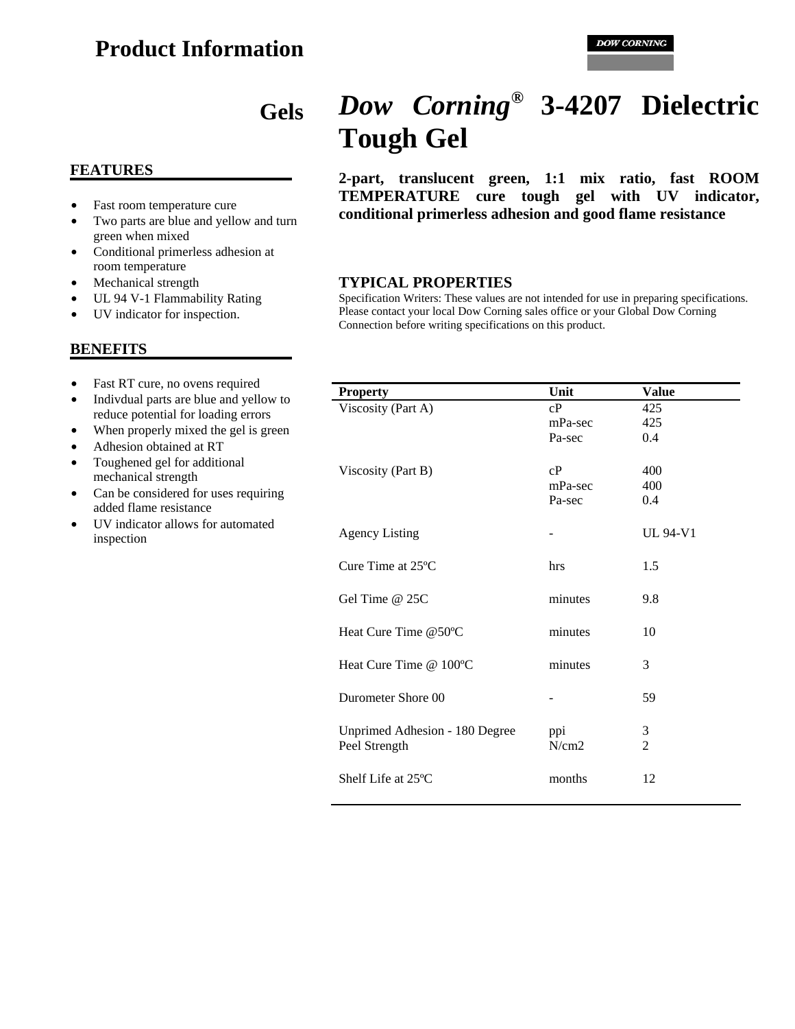# Product Information

DOW CORNING

## Gels

# *Dow Corning*® 3-4207 Dielectric Tough Gel

**2-part, translucent green, 1:1 mix ratio, fast ROOM TEMPERATURE cure tough gel with UV indicator, conditional primerless adhesion and good flame resistance**

## FEATURES

- Fast room temperature cure
- Two parts are blue and yellow and turn green when mixed
- Conditional primerless adhesion at room temperature
- Mechanical strength
- UL 94 V-1 Flammability Rating
- UV indicator for inspection.

## BENEFITS

- Fast RT cure, no ovens required
- Indivdual parts are blue and yellow to reduce potential for loading errors
- When properly mixed the gel is green
- Adhesion obtained at RT
- Toughened gel for additional mechanical strength
- Can be considered for uses requiring added flame resistance
- UV indicator allows for automated inspection

## TYPICAL PROPERTIES

Specification Writers: These values are not intended for use in preparing specifications. Please contact your local Dow Corning sales office or your Global Dow Corning Connection before writing specifications on this product.

| Property | Unit | Value |
|---|---|---|
| Viscosity (Part A) | cP | 425 |
| | mPa-sec | 425 |
| | Pa-sec | 0.4 |
| Viscosity (Part B) | cP | 400 |
| | mPa-sec | 400 |
| | Pa-sec | 0.4 |
| Agency Listing | - | UL 94-V1 |
| Cure Time at 25ºC | hrs | 1.5 |
| Gel Time @ 25C | minutes | 9.8 |
| Heat Cure Time @50ºC | minutes | 10 |
| Heat Cure Time @ 100ºC | minutes | 3 |
| Durometer Shore 00 | - | 59 |
| Unprimed Adhesion - 180 Degree Peel Strength | ppi | 3 |
| | N/cm2 | 2 |
| Shelf Life at 25ºC | months | 12 |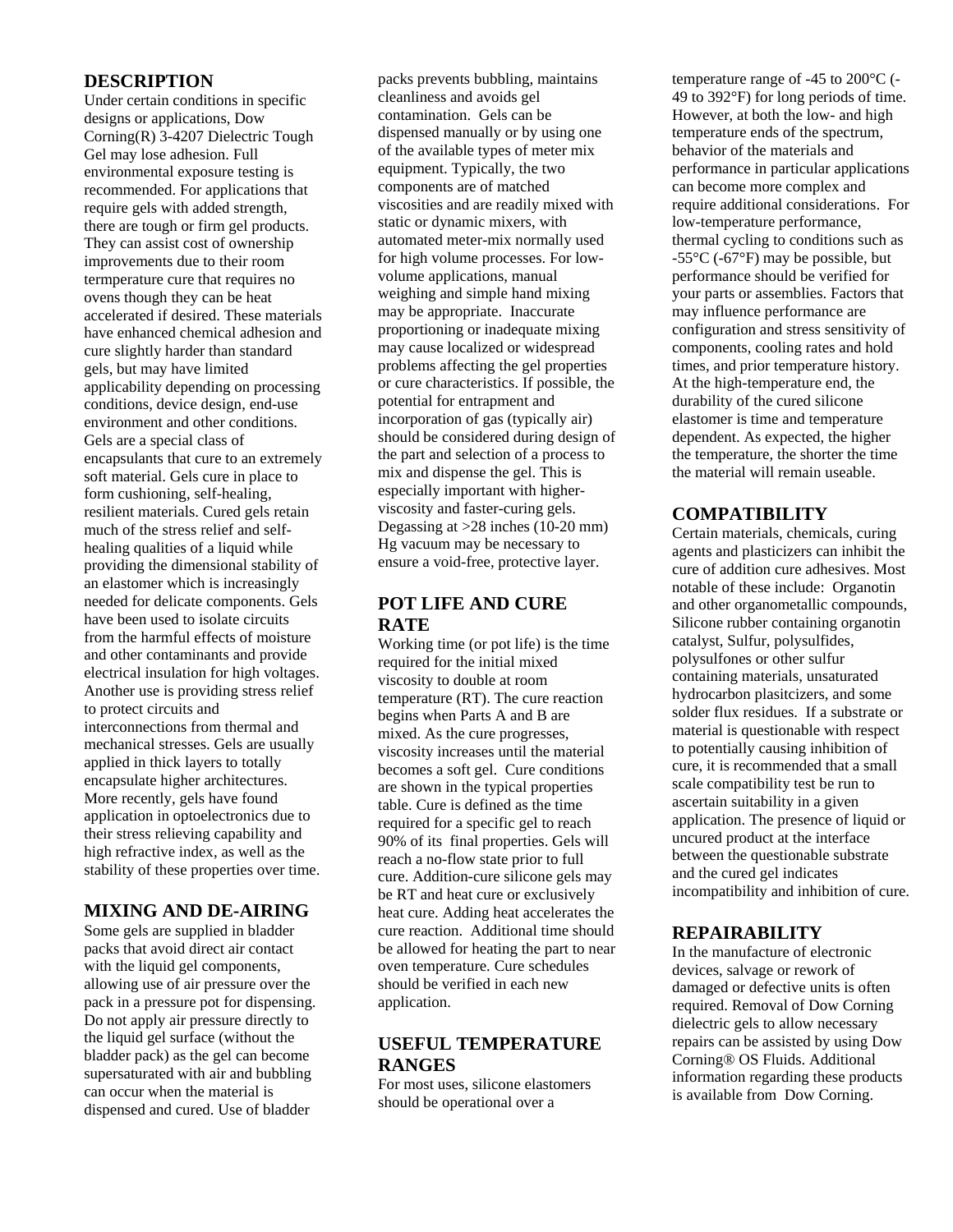## DESCRIPTION

Under certain conditions in specific designs or applications, Dow Corning(R) 3-4207 Dielectric Tough Gel may lose adhesion. Full environmental exposure testing is recommended. For applications that require gels with added strength, there are tough or firm gel products. They can assist cost of ownership improvements due to their room termperature cure that requires no ovens though they can be heat accelerated if desired. These materials have enhanced chemical adhesion and cure slightly harder than standard gels, but may have limited applicability depending on processing conditions, device design, end-use environment and other conditions. Gels are a special class of encapsulants that cure to an extremely soft material. Gels cure in place to form cushioning, self-healing, resilient materials. Cured gels retain much of the stress relief and self-healing qualities of a liquid while providing the dimensional stability of an elastomer which is increasingly needed for delicate components. Gels have been used to isolate circuits from the harmful effects of moisture and other contaminants and provide electrical insulation for high voltages. Another use is providing stress relief to protect circuits and interconnections from thermal and mechanical stresses. Gels are usually applied in thick layers to totally encapsulate higher architectures. More recently, gels have found application in optoelectronics due to their stress relieving capability and high refractive index, as well as the stability of these properties over time.

## MIXING AND DE-AIRING

Some gels are supplied in bladder packs that avoid direct air contact with the liquid gel components, allowing use of air pressure over the pack in a pressure pot for dispensing. Do not apply air pressure directly to the liquid gel surface (without the bladder pack) as the gel can become supersaturated with air and bubbling can occur when the material is dispensed and cured. Use of bladder packs prevents bubbling, maintains cleanliness and avoids gel contamination. Gels can be dispensed manually or by using one of the available types of meter mix equipment. Typically, the two components are of matched viscosities and are readily mixed with static or dynamic mixers, with automated meter-mix normally used for high volume processes. For low-volume applications, manual weighing and simple hand mixing may be appropriate. Inaccurate proportioning or inadequate mixing may cause localized or widespread problems affecting the gel properties or cure characteristics. If possible, the potential for entrapment and incorporation of gas (typically air) should be considered during design of the part and selection of a process to mix and dispense the gel. This is especially important with higher-viscosity and faster-curing gels. Degassing at >28 inches (10-20 mm) Hg vacuum may be necessary to ensure a void-free, protective layer.

## POT LIFE AND CURE RATE

Working time (or pot life) is the time required for the initial mixed viscosity to double at room temperature (RT). The cure reaction begins when Parts A and B are mixed. As the cure progresses, viscosity increases until the material becomes a soft gel. Cure conditions are shown in the typical properties table. Cure is defined as the time required for a specific gel to reach 90% of its final properties. Gels will reach a no-flow state prior to full cure. Addition-cure silicone gels may be RT and heat cure or exclusively heat cure. Adding heat accelerates the cure reaction. Additional time should be allowed for heating the part to near oven temperature. Cure schedules should be verified in each new application.

## USEFUL TEMPERATURE RANGES

For most uses, silicone elastomers should be operational over a temperature range of -45 to 200°C (-49 to 392°F) for long periods of time. However, at both the low- and high temperature ends of the spectrum, behavior of the materials and performance in particular applications can become more complex and require additional considerations. For low-temperature performance, thermal cycling to conditions such as -55°C (-67°F) may be possible, but performance should be verified for your parts or assemblies. Factors that may influence performance are configuration and stress sensitivity of components, cooling rates and hold times, and prior temperature history. At the high-temperature end, the durability of the cured silicone elastomer is time and temperature dependent. As expected, the higher the temperature, the shorter the time the material will remain useable.

## COMPATIBILITY

Certain materials, chemicals, curing agents and plasticizers can inhibit the cure of addition cure adhesives. Most notable of these include: Organotin and other organometallic compounds, Silicone rubber containing organotin catalyst, Sulfur, polysulfides, polysulfones or other sulfur containing materials, unsaturated hydrocarbon plasitcizers, and some solder flux residues. If a substrate or material is questionable with respect to potentially causing inhibition of cure, it is recommended that a small scale compatibility test be run to ascertain suitability in a given application. The presence of liquid or uncured product at the interface between the questionable substrate and the cured gel indicates incompatibility and inhibition of cure.

## REPAIRABILITY

In the manufacture of electronic devices, salvage or rework of damaged or defective units is often required. Removal of Dow Corning dielectric gels to allow necessary repairs can be assisted by using Dow Corning® OS Fluids. Additional information regarding these products is available from Dow Corning.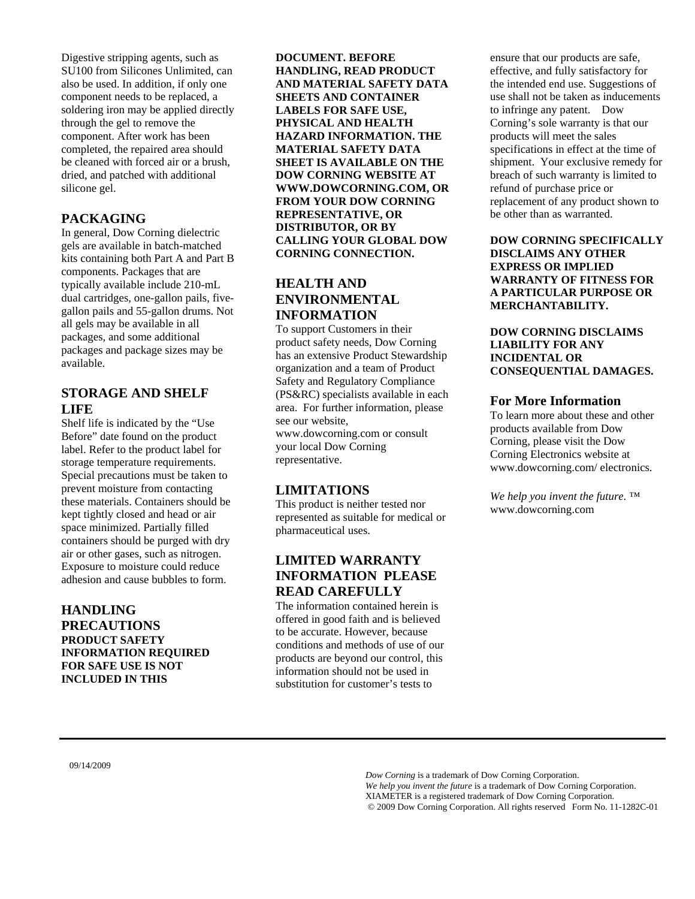Digestive stripping agents, such as SU100 from Silicones Unlimited, can also be used. In addition, if only one component needs to be replaced, a soldering iron may be applied directly through the gel to remove the component. After work has been completed, the repaired area should be cleaned with forced air or a brush, dried, and patched with additional silicone gel.

## PACKAGING

In general, Dow Corning dielectric gels are available in batch-matched kits containing both Part A and Part B components. Packages that are typically available include 210-mL dual cartridges, one-gallon pails, five-gallon pails and 55-gallon drums. Not all gels may be available in all packages, and some additional packages and package sizes may be available.

## STORAGE AND SHELF LIFE

Shelf life is indicated by the "Use Before" date found on the product label. Refer to the product label for storage temperature requirements. Special precautions must be taken to prevent moisture from contacting these materials. Containers should be kept tightly closed and head or air space minimized. Partially filled containers should be purged with dry air or other gases, such as nitrogen. Exposure to moisture could reduce adhesion and cause bubbles to form.

## HANDLING PRECAUTIONS

**PRODUCT SAFETY INFORMATION REQUIRED FOR SAFE USE IS NOT INCLUDED IN THIS DOCUMENT. BEFORE HANDLING, READ PRODUCT AND MATERIAL SAFETY DATA SHEETS AND CONTAINER LABELS FOR SAFE USE, PHYSICAL AND HEALTH HAZARD INFORMATION. THE MATERIAL SAFETY DATA SHEET IS AVAILABLE ON THE DOW CORNING WEBSITE AT WWW.DOWCORNING.COM, OR FROM YOUR DOW CORNING REPRESENTATIVE, OR DISTRIBUTOR, OR BY CALLING YOUR GLOBAL DOW CORNING CONNECTION.**

## HEALTH AND ENVIRONMENTAL INFORMATION

To support Customers in their product safety needs, Dow Corning has an extensive Product Stewardship organization and a team of Product Safety and Regulatory Compliance (PS&RC) specialists available in each area. For further information, please see our website, www.dowcorning.com or consult your local Dow Corning representative.

## LIMITATIONS

This product is neither tested nor represented as suitable for medical or pharmaceutical uses.

## LIMITED WARRANTY INFORMATION PLEASE READ CAREFULLY

The information contained herein is offered in good faith and is believed to be accurate. However, because conditions and methods of use of our products are beyond our control, this information should not be used in substitution for customer's tests to ensure that our products are safe, effective, and fully satisfactory for the intended end use. Suggestions of use shall not be taken as inducements to infringe any patent. Dow Corning's sole warranty is that our products will meet the sales specifications in effect at the time of shipment. Your exclusive remedy for breach of such warranty is limited to refund of purchase price or replacement of any product shown to be other than as warranted.

**DOW CORNING SPECIFICALLY DISCLAIMS ANY OTHER EXPRESS OR IMPLIED WARRANTY OF FITNESS FOR A PARTICULAR PURPOSE OR MERCHANTABILITY.**

**DOW CORNING DISCLAIMS LIABILITY FOR ANY INCIDENTAL OR CONSEQUENTIAL DAMAGES.**

## For More Information

To learn more about these and other products available from Dow Corning, please visit the Dow Corning Electronics website at www.dowcorning.com/ electronics.

*We help you invent the future.* ™
www.dowcorning.com

09/14/2009

*Dow Corning* is a trademark of Dow Corning Corporation.
*We help you invent the future* is a trademark of Dow Corning Corporation.
XIAMETER is a registered trademark of Dow Corning Corporation.
© 2009 Dow Corning Corporation. All rights reserved Form No. 11-1282C-01